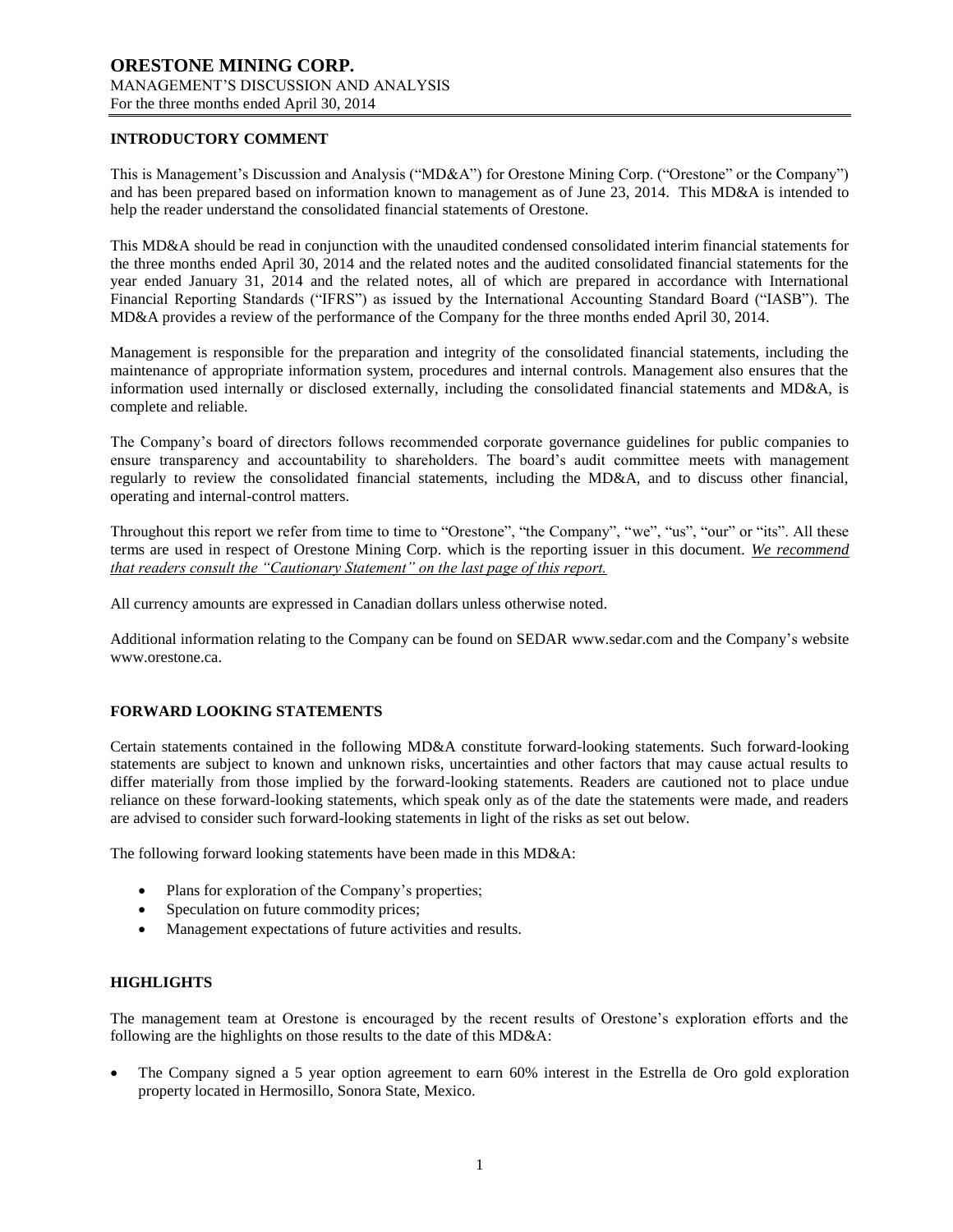# ORESTONE MINING CORP.

MANAGEMENT'S DISCUSSION AND ANALYSIS

For the three months ended April 30, 2014

## INTRODUCTORY COMMENT

This is Management's Discussion and Analysis ("MD&A") for Orestone Mining Corp. ("Orestone" or the Company") and has been prepared based on information known to management as of June 23, 2014. This MD&A is intended to help the reader understand the consolidated financial statements of Orestone.

This MD&A should be read in conjunction with the unaudited condensed consolidated interim financial statements for the three months ended April 30, 2014 and the related notes and the audited consolidated financial statements for the year ended January 31, 2014 and the related notes, all of which are prepared in accordance with International Financial Reporting Standards ("IFRS") as issued by the International Accounting Standard Board ("IASB"). The MD&A provides a review of the performance of the Company for the three months ended April 30, 2014.

Management is responsible for the preparation and integrity of the consolidated financial statements, including the maintenance of appropriate information system, procedures and internal controls. Management also ensures that the information used internally or disclosed externally, including the consolidated financial statements and MD&A, is complete and reliable.

The Company's board of directors follows recommended corporate governance guidelines for public companies to ensure transparency and accountability to shareholders. The board's audit committee meets with management regularly to review the consolidated financial statements, including the MD&A, and to discuss other financial, operating and internal-control matters.

Throughout this report we refer from time to time to "Orestone", "the Company", "we", "us", "our" or "its". All these terms are used in respect of Orestone Mining Corp. which is the reporting issuer in this document. *We recommend that readers consult the "Cautionary Statement" on the last page of this report.*

All currency amounts are expressed in Canadian dollars unless otherwise noted.

Additional information relating to the Company can be found on SEDAR www.sedar.com and the Company's website www.orestone.ca.

## FORWARD LOOKING STATEMENTS

Certain statements contained in the following MD&A constitute forward-looking statements. Such forward-looking statements are subject to known and unknown risks, uncertainties and other factors that may cause actual results to differ materially from those implied by the forward-looking statements. Readers are cautioned not to place undue reliance on these forward-looking statements, which speak only as of the date the statements were made, and readers are advised to consider such forward-looking statements in light of the risks as set out below.

The following forward looking statements have been made in this MD&A:

- Plans for exploration of the Company's properties;
- Speculation on future commodity prices;
- Management expectations of future activities and results.

## HIGHLIGHTS

The management team at Orestone is encouraged by the recent results of Orestone's exploration efforts and the following are the highlights on those results to the date of this MD&A:

- The Company signed a 5 year option agreement to earn 60% interest in the Estrella de Oro gold exploration property located in Hermosillo, Sonora State, Mexico.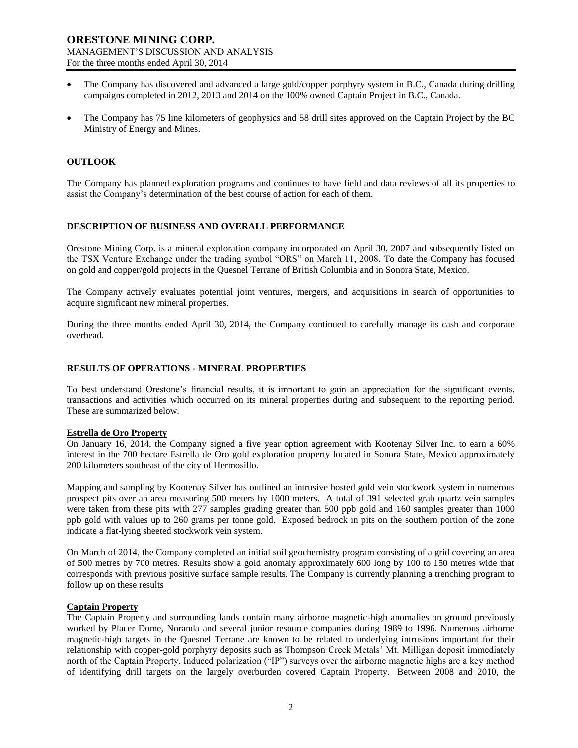- The Company has discovered and advanced a large gold/copper porphyry system in B.C., Canada during drilling campaigns completed in 2012, 2013 and 2014 on the 100% owned Captain Project in B.C., Canada.
- The Company has 75 line kilometers of geophysics and 58 drill sites approved on the Captain Project by the BC Ministry of Energy and Mines.

## OUTLOOK

The Company has planned exploration programs and continues to have field and data reviews of all its properties to assist the Company's determination of the best course of action for each of them.

## DESCRIPTION OF BUSINESS AND OVERALL PERFORMANCE

Orestone Mining Corp. is a mineral exploration company incorporated on April 30, 2007 and subsequently listed on the TSX Venture Exchange under the trading symbol "ORS" on March 11, 2008. To date the Company has focused on gold and copper/gold projects in the Quesnel Terrane of British Columbia and in Sonora State, Mexico.

The Company actively evaluates potential joint ventures, mergers, and acquisitions in search of opportunities to acquire significant new mineral properties.

During the three months ended April 30, 2014, the Company continued to carefully manage its cash and corporate overhead.

## RESULTS OF OPERATIONS - MINERAL PROPERTIES

To best understand Orestone's financial results, it is important to gain an appreciation for the significant events, transactions and activities which occurred on its mineral properties during and subsequent to the reporting period. These are summarized below.

### Estrella de Oro Property

On January 16, 2014, the Company signed a five year option agreement with Kootenay Silver Inc. to earn a 60% interest in the 700 hectare Estrella de Oro gold exploration property located in Sonora State, Mexico approximately 200 kilometers southeast of the city of Hermosillo.

Mapping and sampling by Kootenay Silver has outlined an intrusive hosted gold vein stockwork system in numerous prospect pits over an area measuring 500 meters by 1000 meters. A total of 391 selected grab quartz vein samples were taken from these pits with 277 samples grading greater than 500 ppb gold and 160 samples greater than 1000 ppb gold with values up to 260 grams per tonne gold. Exposed bedrock in pits on the southern portion of the zone indicate a flat-lying sheeted stockwork vein system.

On March of 2014, the Company completed an initial soil geochemistry program consisting of a grid covering an area of 500 metres by 700 metres. Results show a gold anomaly approximately 600 long by 100 to 150 metres wide that corresponds with previous positive surface sample results. The Company is currently planning a trenching program to follow up on these results

### Captain Property

The Captain Property and surrounding lands contain many airborne magnetic-high anomalies on ground previously worked by Placer Dome, Noranda and several junior resource companies during 1989 to 1996. Numerous airborne magnetic-high targets in the Quesnel Terrane are known to be related to underlying intrusions important for their relationship with copper-gold porphyry deposits such as Thompson Creek Metals' Mt. Milligan deposit immediately north of the Captain Property. Induced polarization ("IP") surveys over the airborne magnetic highs are a key method of identifying drill targets on the largely overburden covered Captain Property. Between 2008 and 2010, the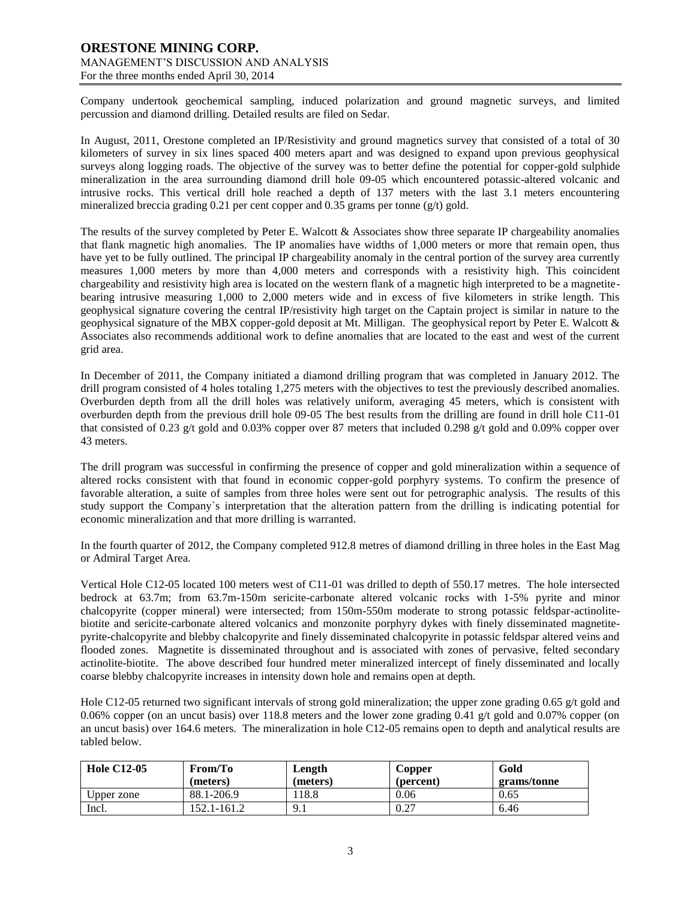Company undertook geochemical sampling, induced polarization and ground magnetic surveys, and limited percussion and diamond drilling. Detailed results are filed on Sedar.

In August, 2011, Orestone completed an IP/Resistivity and ground magnetics survey that consisted of a total of 30 kilometers of survey in six lines spaced 400 meters apart and was designed to expand upon previous geophysical surveys along logging roads. The objective of the survey was to better define the potential for copper-gold sulphide mineralization in the area surrounding diamond drill hole 09-05 which encountered potassic-altered volcanic and intrusive rocks. This vertical drill hole reached a depth of 137 meters with the last 3.1 meters encountering mineralized breccia grading 0.21 per cent copper and 0.35 grams per tonne (g/t) gold.

The results of the survey completed by Peter E. Walcott & Associates show three separate IP chargeability anomalies that flank magnetic high anomalies. The IP anomalies have widths of 1,000 meters or more that remain open, thus have yet to be fully outlined. The principal IP chargeability anomaly in the central portion of the survey area currently measures 1,000 meters by more than 4,000 meters and corresponds with a resistivity high. This coincident chargeability and resistivity high area is located on the western flank of a magnetic high interpreted to be a magnetite-bearing intrusive measuring 1,000 to 2,000 meters wide and in excess of five kilometers in strike length. This geophysical signature covering the central IP/resistivity high target on the Captain project is similar in nature to the geophysical signature of the MBX copper-gold deposit at Mt. Milligan. The geophysical report by Peter E. Walcott & Associates also recommends additional work to define anomalies that are located to the east and west of the current grid area.

In December of 2011, the Company initiated a diamond drilling program that was completed in January 2012. The drill program consisted of 4 holes totaling 1,275 meters with the objectives to test the previously described anomalies. Overburden depth from all the drill holes was relatively uniform, averaging 45 meters, which is consistent with overburden depth from the previous drill hole 09-05 The best results from the drilling are found in drill hole C11-01 that consisted of 0.23 g/t gold and 0.03% copper over 87 meters that included 0.298 g/t gold and 0.09% copper over 43 meters.

The drill program was successful in confirming the presence of copper and gold mineralization within a sequence of altered rocks consistent with that found in economic copper-gold porphyry systems. To confirm the presence of favorable alteration, a suite of samples from three holes were sent out for petrographic analysis. The results of this study support the Company`s interpretation that the alteration pattern from the drilling is indicating potential for economic mineralization and that more drilling is warranted.

In the fourth quarter of 2012, the Company completed 912.8 metres of diamond drilling in three holes in the East Mag or Admiral Target Area.

Vertical Hole C12-05 located 100 meters west of C11-01 was drilled to depth of 550.17 metres. The hole intersected bedrock at 63.7m; from 63.7m-150m sericite-carbonate altered volcanic rocks with 1-5% pyrite and minor chalcopyrite (copper mineral) were intersected; from 150m-550m moderate to strong potassic feldspar-actinolite-biotite and sericite-carbonate altered volcanics and monzonite porphyry dykes with finely disseminated magnetite-pyrite-chalcopyrite and blebby chalcopyrite and finely disseminated chalcopyrite in potassic feldspar altered veins and flooded zones. Magnetite is disseminated throughout and is associated with zones of pervasive, felted secondary actinolite-biotite. The above described four hundred meter mineralized intercept of finely disseminated and locally coarse blebby chalcopyrite increases in intensity down hole and remains open at depth.

Hole C12-05 returned two significant intervals of strong gold mineralization; the upper zone grading 0.65 g/t gold and 0.06% copper (on an uncut basis) over 118.8 meters and the lower zone grading 0.41 g/t gold and 0.07% copper (on an uncut basis) over 164.6 meters. The mineralization in hole C12-05 remains open to depth and analytical results are tabled below.

| Hole C12-05 | From/To (meters) | Length (meters) | Copper (percent) | Gold grams/tonne |
|---|---|---|---|---|
| Upper zone | 88.1-206.9 | 118.8 | 0.06 | 0.65 |
| Incl. | 152.1-161.2 | 9.1 | 0.27 | 6.46 |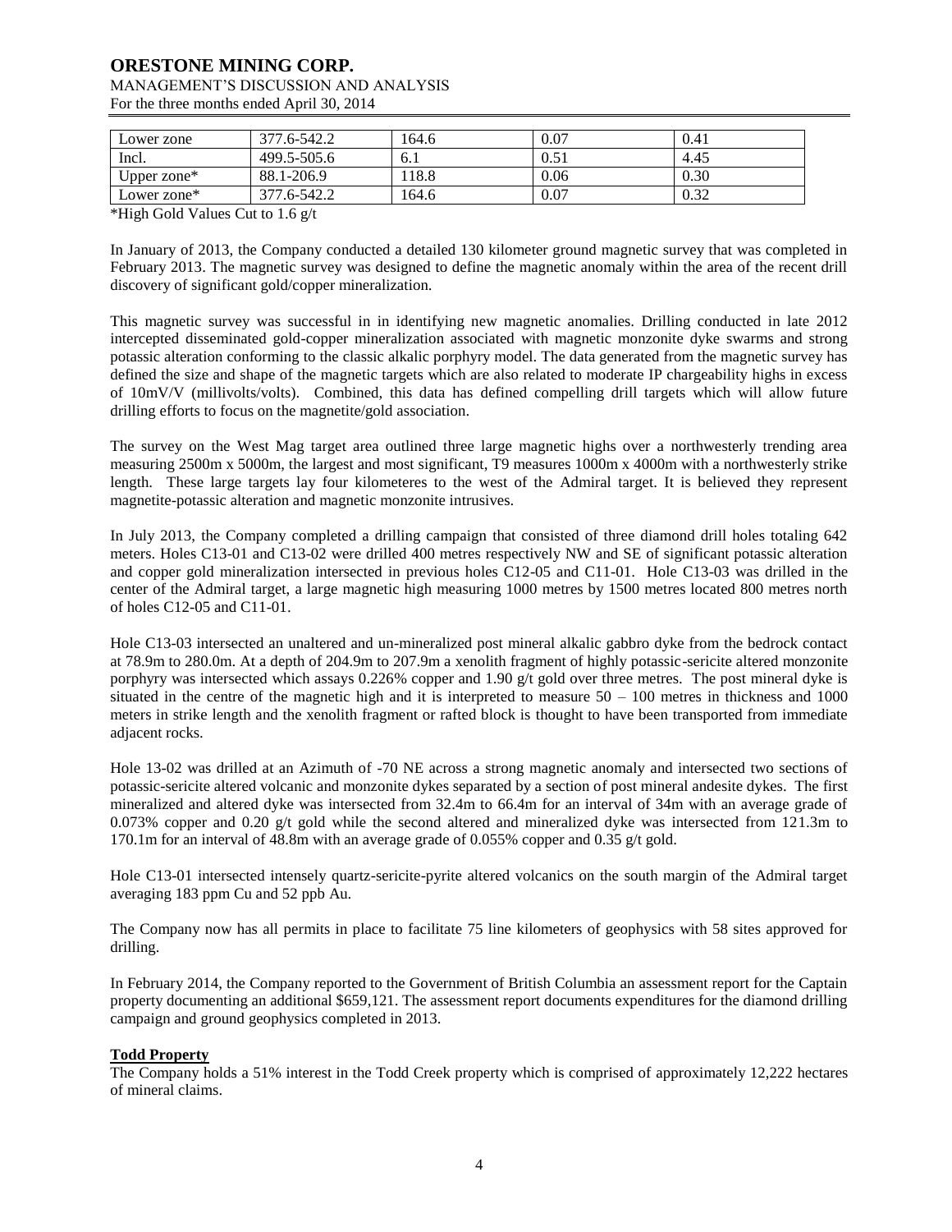| | | | | |
|---|---|---|---|---|
| Lower zone | 377.6-542.2 | 164.6 | 0.07 | 0.41 |
| Incl. | 499.5-505.6 | 6.1 | 0.51 | 4.45 |
| Upper zone* | 88.1-206.9 | 118.8 | 0.06 | 0.30 |
| Lower zone* | 377.6-542.2 | 164.6 | 0.07 | 0.32 |

*High Gold Values Cut to 1.6 g/t

In January of 2013, the Company conducted a detailed 130 kilometer ground magnetic survey that was completed in February 2013. The magnetic survey was designed to define the magnetic anomaly within the area of the recent drill discovery of significant gold/copper mineralization.

This magnetic survey was successful in in identifying new magnetic anomalies. Drilling conducted in late 2012 intercepted disseminated gold-copper mineralization associated with magnetic monzonite dyke swarms and strong potassic alteration conforming to the classic alkalic porphyry model. The data generated from the magnetic survey has defined the size and shape of the magnetic targets which are also related to moderate IP chargeability highs in excess of 10mV/V (millivolts/volts). Combined, this data has defined compelling drill targets which will allow future drilling efforts to focus on the magnetite/gold association.

The survey on the West Mag target area outlined three large magnetic highs over a northwesterly trending area measuring 2500m x 5000m, the largest and most significant, T9 measures 1000m x 4000m with a northwesterly strike length. These large targets lay four kilometeres to the west of the Admiral target. It is believed they represent magnetite-potassic alteration and magnetic monzonite intrusives.

In July 2013, the Company completed a drilling campaign that consisted of three diamond drill holes totaling 642 meters. Holes C13-01 and C13-02 were drilled 400 metres respectively NW and SE of significant potassic alteration and copper gold mineralization intersected in previous holes C12-05 and C11-01. Hole C13-03 was drilled in the center of the Admiral target, a large magnetic high measuring 1000 metres by 1500 metres located 800 metres north of holes C12-05 and C11-01.

Hole C13-03 intersected an unaltered and un-mineralized post mineral alkalic gabbro dyke from the bedrock contact at 78.9m to 280.0m. At a depth of 204.9m to 207.9m a xenolith fragment of highly potassic-sericite altered monzonite porphyry was intersected which assays 0.226% copper and 1.90 g/t gold over three metres. The post mineral dyke is situated in the centre of the magnetic high and it is interpreted to measure 50 – 100 metres in thickness and 1000 meters in strike length and the xenolith fragment or rafted block is thought to have been transported from immediate adjacent rocks.

Hole 13-02 was drilled at an Azimuth of -70 NE across a strong magnetic anomaly and intersected two sections of potassic-sericite altered volcanic and monzonite dykes separated by a section of post mineral andesite dykes. The first mineralized and altered dyke was intersected from 32.4m to 66.4m for an interval of 34m with an average grade of 0.073% copper and 0.20 g/t gold while the second altered and mineralized dyke was intersected from 121.3m to 170.1m for an interval of 48.8m with an average grade of 0.055% copper and 0.35 g/t gold.

Hole C13-01 intersected intensely quartz-sericite-pyrite altered volcanics on the south margin of the Admiral target averaging 183 ppm Cu and 52 ppb Au.

The Company now has all permits in place to facilitate 75 line kilometers of geophysics with 58 sites approved for drilling.

In February 2014, the Company reported to the Government of British Columbia an assessment report for the Captain property documenting an additional $659,121. The assessment report documents expenditures for the diamond drilling campaign and ground geophysics completed in 2013.

**Todd Property**

The Company holds a 51% interest in the Todd Creek property which is comprised of approximately 12,222 hectares of mineral claims.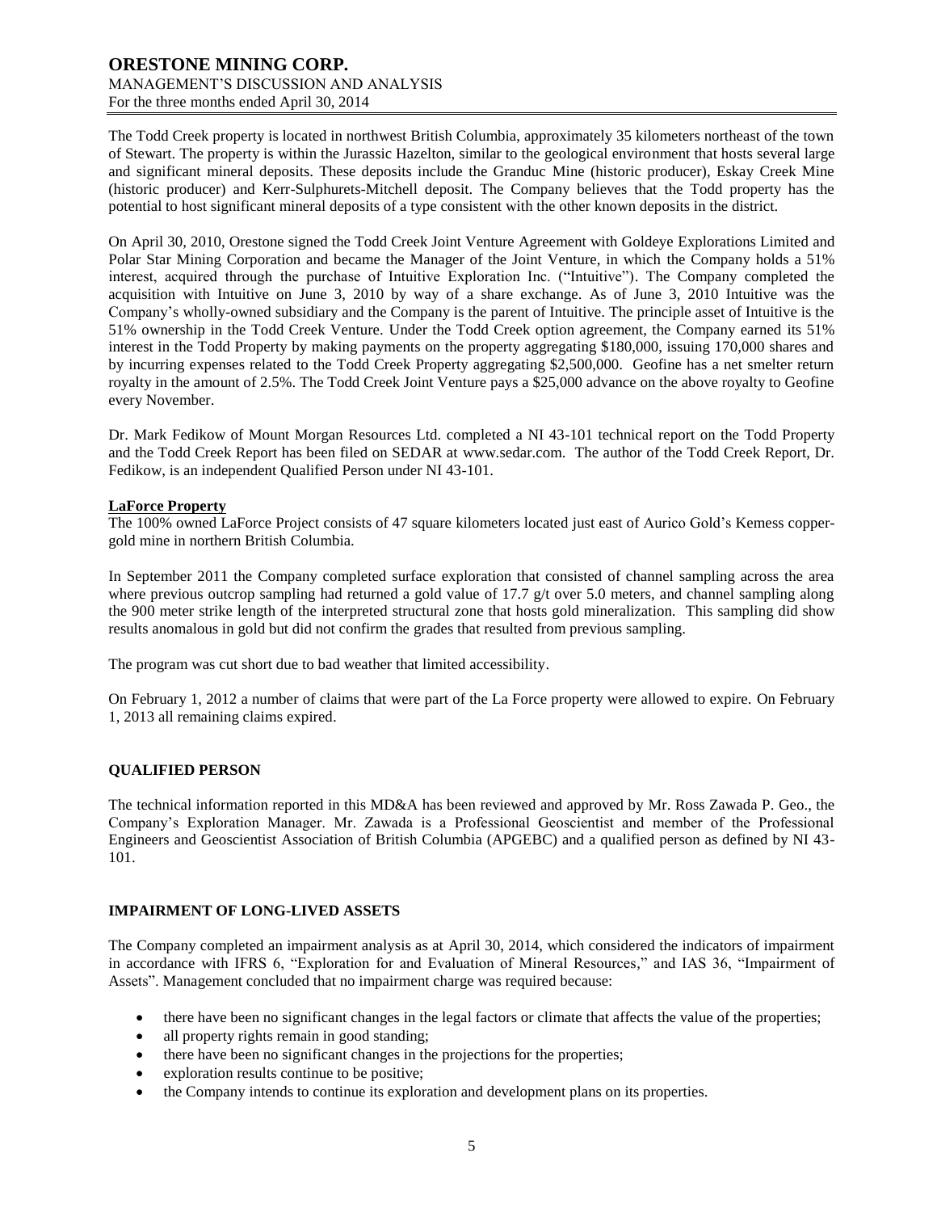The Todd Creek property is located in northwest British Columbia, approximately 35 kilometers northeast of the town of Stewart. The property is within the Jurassic Hazelton, similar to the geological environment that hosts several large and significant mineral deposits. These deposits include the Granduc Mine (historic producer), Eskay Creek Mine (historic producer) and Kerr-Sulphurets-Mitchell deposit. The Company believes that the Todd property has the potential to host significant mineral deposits of a type consistent with the other known deposits in the district.

On April 30, 2010, Orestone signed the Todd Creek Joint Venture Agreement with Goldeye Explorations Limited and Polar Star Mining Corporation and became the Manager of the Joint Venture, in which the Company holds a 51% interest, acquired through the purchase of Intuitive Exploration Inc. ("Intuitive"). The Company completed the acquisition with Intuitive on June 3, 2010 by way of a share exchange. As of June 3, 2010 Intuitive was the Company's wholly-owned subsidiary and the Company is the parent of Intuitive. The principle asset of Intuitive is the 51% ownership in the Todd Creek Venture. Under the Todd Creek option agreement, the Company earned its 51% interest in the Todd Property by making payments on the property aggregating $180,000, issuing 170,000 shares and by incurring expenses related to the Todd Creek Property aggregating $2,500,000. Geofine has a net smelter return royalty in the amount of 2.5%. The Todd Creek Joint Venture pays a $25,000 advance on the above royalty to Geofine every November.

Dr. Mark Fedikow of Mount Morgan Resources Ltd. completed a NI 43-101 technical report on the Todd Property and the Todd Creek Report has been filed on SEDAR at www.sedar.com. The author of the Todd Creek Report, Dr. Fedikow, is an independent Qualified Person under NI 43-101.

**LaForce Property**

The 100% owned LaForce Project consists of 47 square kilometers located just east of Aurico Gold's Kemess copper-gold mine in northern British Columbia.

In September 2011 the Company completed surface exploration that consisted of channel sampling across the area where previous outcrop sampling had returned a gold value of 17.7 g/t over 5.0 meters, and channel sampling along the 900 meter strike length of the interpreted structural zone that hosts gold mineralization. This sampling did show results anomalous in gold but did not confirm the grades that resulted from previous sampling.

The program was cut short due to bad weather that limited accessibility.

On February 1, 2012 a number of claims that were part of the La Force property were allowed to expire. On February 1, 2013 all remaining claims expired.

## QUALIFIED PERSON

The technical information reported in this MD&A has been reviewed and approved by Mr. Ross Zawada P. Geo., the Company's Exploration Manager. Mr. Zawada is a Professional Geoscientist and member of the Professional Engineers and Geoscientist Association of British Columbia (APGEBC) and a qualified person as defined by NI 43-101.

## IMPAIRMENT OF LONG-LIVED ASSETS

The Company completed an impairment analysis as at April 30, 2014, which considered the indicators of impairment in accordance with IFRS 6, "Exploration for and Evaluation of Mineral Resources," and IAS 36, "Impairment of Assets". Management concluded that no impairment charge was required because:

- there have been no significant changes in the legal factors or climate that affects the value of the properties;
- all property rights remain in good standing;
- there have been no significant changes in the projections for the properties;
- exploration results continue to be positive;
- the Company intends to continue its exploration and development plans on its properties.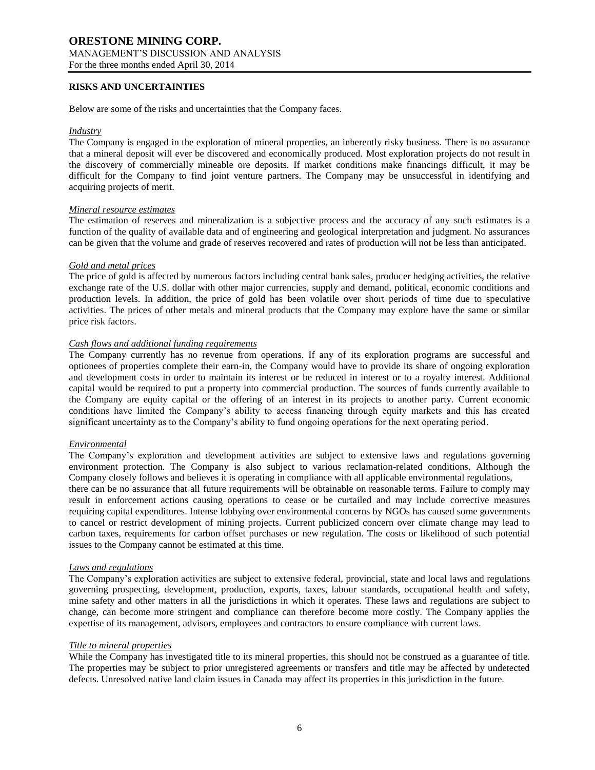## RISKS AND UNCERTAINTIES

Below are some of the risks and uncertainties that the Company faces.

*Industry*

The Company is engaged in the exploration of mineral properties, an inherently risky business. There is no assurance that a mineral deposit will ever be discovered and economically produced. Most exploration projects do not result in the discovery of commercially mineable ore deposits. If market conditions make financings difficult, it may be difficult for the Company to find joint venture partners. The Company may be unsuccessful in identifying and acquiring projects of merit.

*Mineral resource estimates*

The estimation of reserves and mineralization is a subjective process and the accuracy of any such estimates is a function of the quality of available data and of engineering and geological interpretation and judgment. No assurances can be given that the volume and grade of reserves recovered and rates of production will not be less than anticipated.

*Gold and metal prices*

The price of gold is affected by numerous factors including central bank sales, producer hedging activities, the relative exchange rate of the U.S. dollar with other major currencies, supply and demand, political, economic conditions and production levels. In addition, the price of gold has been volatile over short periods of time due to speculative activities. The prices of other metals and mineral products that the Company may explore have the same or similar price risk factors.

*Cash flows and additional funding requirements*

The Company currently has no revenue from operations. If any of its exploration programs are successful and optionees of properties complete their earn-in, the Company would have to provide its share of ongoing exploration and development costs in order to maintain its interest or be reduced in interest or to a royalty interest. Additional capital would be required to put a property into commercial production. The sources of funds currently available to the Company are equity capital or the offering of an interest in its projects to another party. Current economic conditions have limited the Company's ability to access financing through equity markets and this has created significant uncertainty as to the Company's ability to fund ongoing operations for the next operating period.

*Environmental*

The Company's exploration and development activities are subject to extensive laws and regulations governing environment protection. The Company is also subject to various reclamation-related conditions. Although the Company closely follows and believes it is operating in compliance with all applicable environmental regulations, there can be no assurance that all future requirements will be obtainable on reasonable terms. Failure to comply may result in enforcement actions causing operations to cease or be curtailed and may include corrective measures requiring capital expenditures. Intense lobbying over environmental concerns by NGOs has caused some governments to cancel or restrict development of mining projects. Current publicized concern over climate change may lead to carbon taxes, requirements for carbon offset purchases or new regulation. The costs or likelihood of such potential issues to the Company cannot be estimated at this time.

*Laws and regulations*

The Company's exploration activities are subject to extensive federal, provincial, state and local laws and regulations governing prospecting, development, production, exports, taxes, labour standards, occupational health and safety, mine safety and other matters in all the jurisdictions in which it operates. These laws and regulations are subject to change, can become more stringent and compliance can therefore become more costly. The Company applies the expertise of its management, advisors, employees and contractors to ensure compliance with current laws.

*Title to mineral properties*

While the Company has investigated title to its mineral properties, this should not be construed as a guarantee of title. The properties may be subject to prior unregistered agreements or transfers and title may be affected by undetected defects. Unresolved native land claim issues in Canada may affect its properties in this jurisdiction in the future.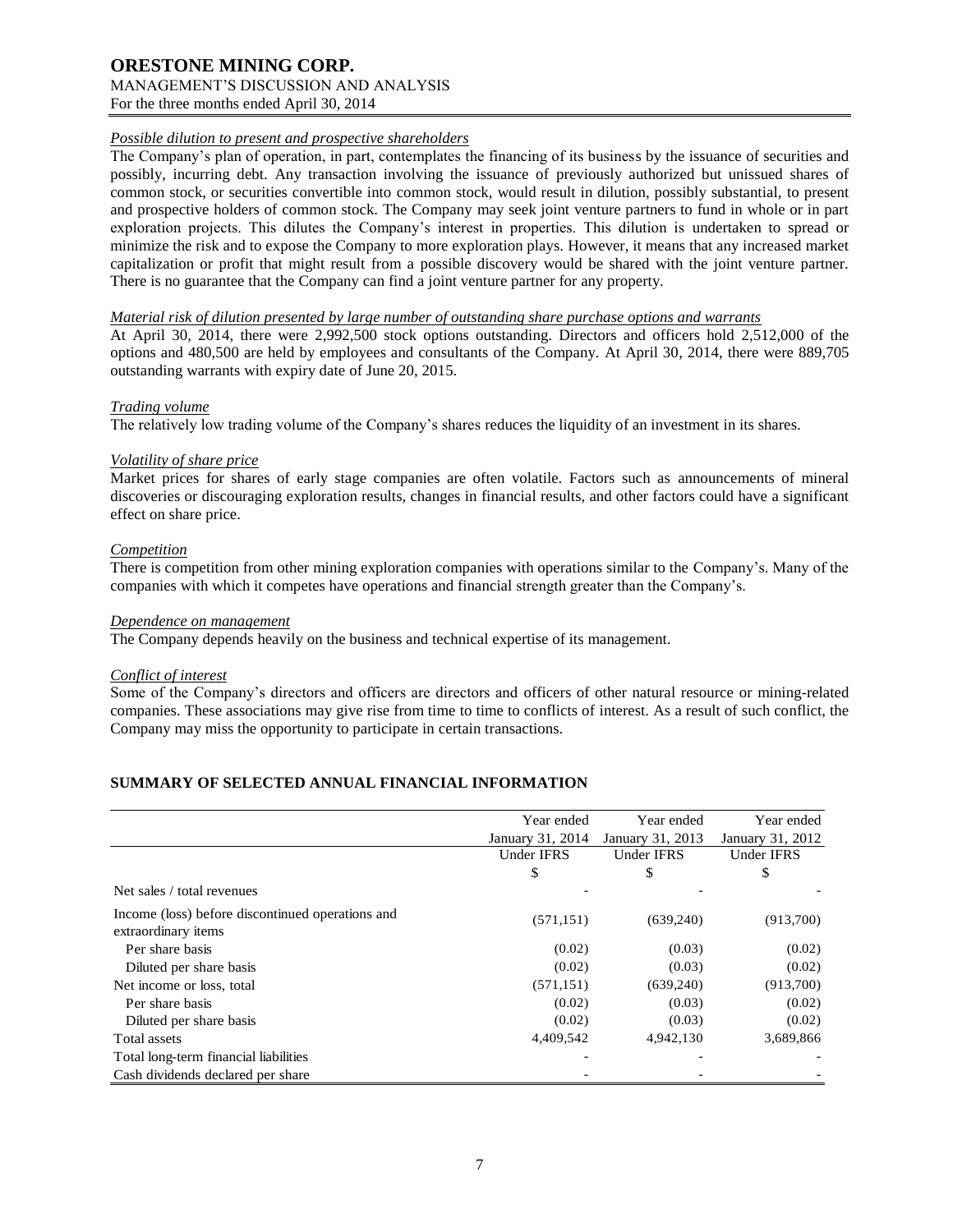*Possible dilution to present and prospective shareholders*

The Company's plan of operation, in part, contemplates the financing of its business by the issuance of securities and possibly, incurring debt. Any transaction involving the issuance of previously authorized but unissued shares of common stock, or securities convertible into common stock, would result in dilution, possibly substantial, to present and prospective holders of common stock. The Company may seek joint venture partners to fund in whole or in part exploration projects. This dilutes the Company's interest in properties. This dilution is undertaken to spread or minimize the risk and to expose the Company to more exploration plays. However, it means that any increased market capitalization or profit that might result from a possible discovery would be shared with the joint venture partner. There is no guarantee that the Company can find a joint venture partner for any property.

*Material risk of dilution presented by large number of outstanding share purchase options and warrants*

At April 30, 2014, there were 2,992,500 stock options outstanding. Directors and officers hold 2,512,000 of the options and 480,500 are held by employees and consultants of the Company. At April 30, 2014, there were 889,705 outstanding warrants with expiry date of June 20, 2015.

*Trading volume*

The relatively low trading volume of the Company's shares reduces the liquidity of an investment in its shares.

*Volatility of share price*

Market prices for shares of early stage companies are often volatile. Factors such as announcements of mineral discoveries or discouraging exploration results, changes in financial results, and other factors could have a significant effect on share price.

*Competition*

There is competition from other mining exploration companies with operations similar to the Company's. Many of the companies with which it competes have operations and financial strength greater than the Company's.

*Dependence on management*

The Company depends heavily on the business and technical expertise of its management.

*Conflict of interest*

Some of the Company's directors and officers are directors and officers of other natural resource or mining-related companies. These associations may give rise from time to time to conflicts of interest. As a result of such conflict, the Company may miss the opportunity to participate in certain transactions.

## SUMMARY OF SELECTED ANNUAL FINANCIAL INFORMATION

| | Year ended January 31, 2014 | Year ended January 31, 2013 | Year ended January 31, 2012 |
|---|---|---|---|
| | Under IFRS | Under IFRS | Under IFRS |
| | $ | $ | $ |
| Net sales / total revenues | - | - | - |
| Income (loss) before discontinued operations and extraordinary items | (571,151) | (639,240) | (913,700) |
| Per share basis | (0.02) | (0.03) | (0.02) |
| Diluted per share basis | (0.02) | (0.03) | (0.02) |
| Net income or loss, total | (571,151) | (639,240) | (913,700) |
| Per share basis | (0.02) | (0.03) | (0.02) |
| Diluted per share basis | (0.02) | (0.03) | (0.02) |
| Total assets | 4,409,542 | 4,942,130 | 3,689,866 |
| Total long-term financial liabilities | - | - | - |
| Cash dividends declared per share | - | - | - |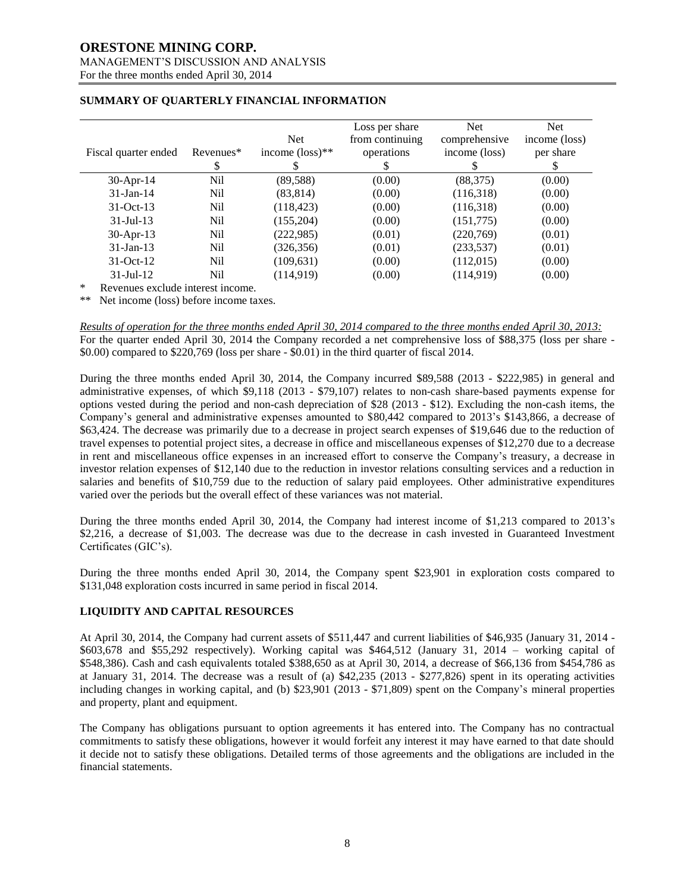## SUMMARY OF QUARTERLY FINANCIAL INFORMATION

| Fiscal quarter ended | Revenues* $ | Net income (loss)** $ | Loss per share from continuing operations $ | Net comprehensive income (loss) $ | Net income (loss) per share $ |
|---|---|---|---|---|---|
| 30-Apr-14 | Nil | (89,588) | (0.00) | (88,375) | (0.00) |
| 31-Jan-14 | Nil | (83,814) | (0.00) | (116,318) | (0.00) |
| 31-Oct-13 | Nil | (118,423) | (0.00) | (116,318) | (0.00) |
| 31-Jul-13 | Nil | (155,204) | (0.00) | (151,775) | (0.00) |
| 30-Apr-13 | Nil | (222,985) | (0.01) | (220,769) | (0.01) |
| 31-Jan-13 | Nil | (326,356) | (0.01) | (233,537) | (0.01) |
| 31-Oct-12 | Nil | (109,631) | (0.00) | (112,015) | (0.00) |
| 31-Jul-12 | Nil | (114,919) | (0.00) | (114,919) | (0.00) |

\* Revenues exclude interest income.

\*\* Net income (loss) before income taxes.

*Results of operation for the three months ended April 30, 2014 compared to the three months ended April 30, 2013:*
For the quarter ended April 30, 2014 the Company recorded a net comprehensive loss of $88,375 (loss per share - $0.00) compared to $220,769 (loss per share - $0.01) in the third quarter of fiscal 2014.

During the three months ended April 30, 2014, the Company incurred $89,588 (2013 - $222,985) in general and administrative expenses, of which $9,118 (2013 - $79,107) relates to non-cash share-based payments expense for options vested during the period and non-cash depreciation of $28 (2013 - $12). Excluding the non-cash items, the Company's general and administrative expenses amounted to $80,442 compared to 2013's $143,866, a decrease of $63,424. The decrease was primarily due to a decrease in project search expenses of $19,646 due to the reduction of travel expenses to potential project sites, a decrease in office and miscellaneous expenses of $12,270 due to a decrease in rent and miscellaneous office expenses in an increased effort to conserve the Company's treasury, a decrease in investor relation expenses of $12,140 due to the reduction in investor relations consulting services and a reduction in salaries and benefits of $10,759 due to the reduction of salary paid employees. Other administrative expenditures varied over the periods but the overall effect of these variances was not material.

During the three months ended April 30, 2014, the Company had interest income of $1,213 compared to 2013's $2,216, a decrease of $1,003. The decrease was due to the decrease in cash invested in Guaranteed Investment Certificates (GIC's).

During the three months ended April 30, 2014, the Company spent $23,901 in exploration costs compared to $131,048 exploration costs incurred in same period in fiscal 2014.

## LIQUIDITY AND CAPITAL RESOURCES

At April 30, 2014, the Company had current assets of $511,447 and current liabilities of $46,935 (January 31, 2014 - $603,678 and $55,292 respectively). Working capital was $464,512 (January 31, 2014 – working capital of $548,386). Cash and cash equivalents totaled $388,650 as at April 30, 2014, a decrease of $66,136 from $454,786 as at January 31, 2014. The decrease was a result of (a) $42,235 (2013 - $277,826) spent in its operating activities including changes in working capital, and (b) $23,901 (2013 - $71,809) spent on the Company's mineral properties and property, plant and equipment.

The Company has obligations pursuant to option agreements it has entered into. The Company has no contractual commitments to satisfy these obligations, however it would forfeit any interest it may have earned to that date should it decide not to satisfy these obligations. Detailed terms of those agreements and the obligations are included in the financial statements.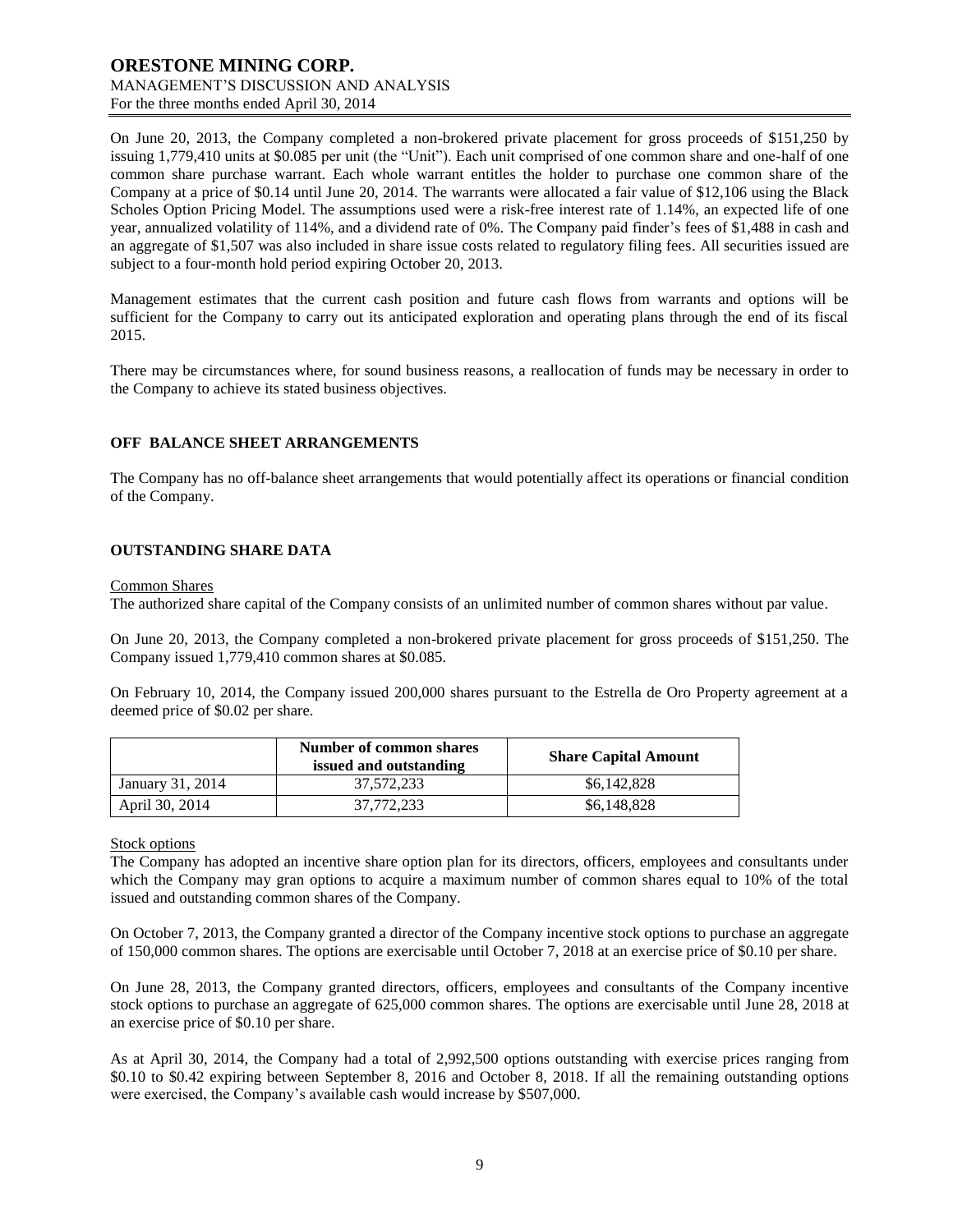On June 20, 2013, the Company completed a non-brokered private placement for gross proceeds of $151,250 by issuing 1,779,410 units at $0.085 per unit (the "Unit"). Each unit comprised of one common share and one-half of one common share purchase warrant. Each whole warrant entitles the holder to purchase one common share of the Company at a price of $0.14 until June 20, 2014. The warrants were allocated a fair value of $12,106 using the Black Scholes Option Pricing Model. The assumptions used were a risk-free interest rate of 1.14%, an expected life of one year, annualized volatility of 114%, and a dividend rate of 0%. The Company paid finder's fees of $1,488 in cash and an aggregate of $1,507 was also included in share issue costs related to regulatory filing fees. All securities issued are subject to a four-month hold period expiring October 20, 2013.

Management estimates that the current cash position and future cash flows from warrants and options will be sufficient for the Company to carry out its anticipated exploration and operating plans through the end of its fiscal 2015.

There may be circumstances where, for sound business reasons, a reallocation of funds may be necessary in order to the Company to achieve its stated business objectives.

## OFF BALANCE SHEET ARRANGEMENTS

The Company has no off-balance sheet arrangements that would potentially affect its operations or financial condition of the Company.

## OUTSTANDING SHARE DATA

Common Shares

The authorized share capital of the Company consists of an unlimited number of common shares without par value.

On June 20, 2013, the Company completed a non-brokered private placement for gross proceeds of $151,250. The Company issued 1,779,410 common shares at $0.085.

On February 10, 2014, the Company issued 200,000 shares pursuant to the Estrella de Oro Property agreement at a deemed price of $0.02 per share.

| | Number of common shares issued and outstanding | Share Capital Amount |
|---|---|---|
| January 31, 2014 | 37,572,233 | $6,142,828 |
| April 30, 2014 | 37,772,233 | $6,148,828 |

Stock options

The Company has adopted an incentive share option plan for its directors, officers, employees and consultants under which the Company may gran options to acquire a maximum number of common shares equal to 10% of the total issued and outstanding common shares of the Company.

On October 7, 2013, the Company granted a director of the Company incentive stock options to purchase an aggregate of 150,000 common shares. The options are exercisable until October 7, 2018 at an exercise price of $0.10 per share.

On June 28, 2013, the Company granted directors, officers, employees and consultants of the Company incentive stock options to purchase an aggregate of 625,000 common shares. The options are exercisable until June 28, 2018 at an exercise price of $0.10 per share.

As at April 30, 2014, the Company had a total of 2,992,500 options outstanding with exercise prices ranging from $0.10 to $0.42 expiring between September 8, 2016 and October 8, 2018. If all the remaining outstanding options were exercised, the Company's available cash would increase by $507,000.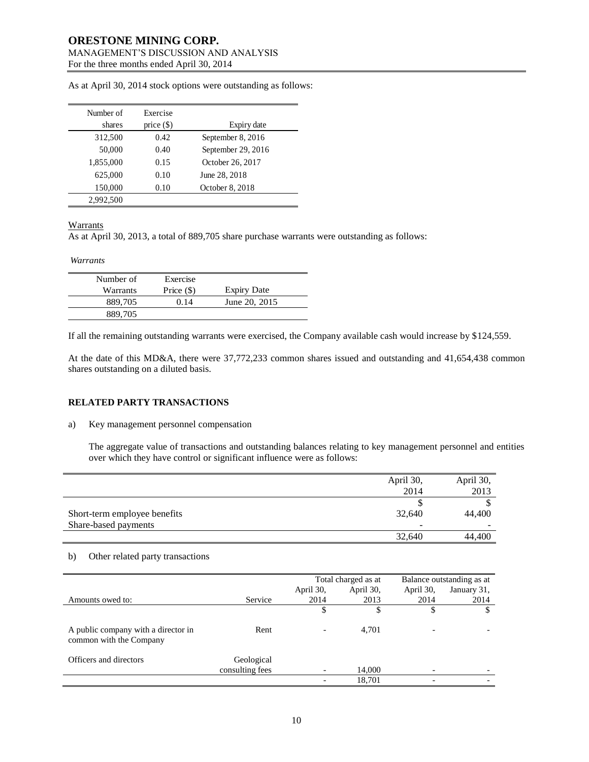As at April 30, 2014 stock options were outstanding as follows:

| Number of shares | Exercise price ($) | Expiry date |
|---|---|---|
| 312,500 | 0.42 | September 8, 2016 |
| 50,000 | 0.40 | September 29, 2016 |
| 1,855,000 | 0.15 | October 26, 2017 |
| 625,000 | 0.10 | June 28, 2018 |
| 150,000 | 0.10 | October 8, 2018 |
| 2,992,500 | | |

Warrants

As at April 30, 2013, a total of 889,705 share purchase warrants were outstanding as follows:

*Warrants*

| Number of Warrants | Exercise Price ($) | Expiry Date |
|---|---|---|
| 889,705 | 0.14 | June 20, 2015 |
| 889,705 | | |

If all the remaining outstanding warrants were exercised, the Company available cash would increase by $124,559.

At the date of this MD&A, there were 37,772,233 common shares issued and outstanding and 41,654,438 common shares outstanding on a diluted basis.

## RELATED PARTY TRANSACTIONS

a) Key management personnel compensation

The aggregate value of transactions and outstanding balances relating to key management personnel and entities over which they have control or significant influence were as follows:

| | April 30, 2014 | April 30, 2013 |
|---|---|---|
| | $ | $ |
| Short-term employee benefits | 32,640 | 44,400 |
| Share-based payments | - | - |
| | 32,640 | 44,400 |

b) Other related party transactions

| | | Total charged as at | | Balance outstanding as at | |
|---|---|---|---|---|---|
| Amounts owed to: | Service | April 30, 2014 | April 30, 2013 | April 30, 2014 | January 31, 2014 |
| | | $ | $ | $ | $ |
| A public company with a director in common with the Company | Rent | - | 4,701 | - | - |
| Officers and directors | Geological consulting fees | - | 14,000 | - | - |
| | | - | 18,701 | - | - |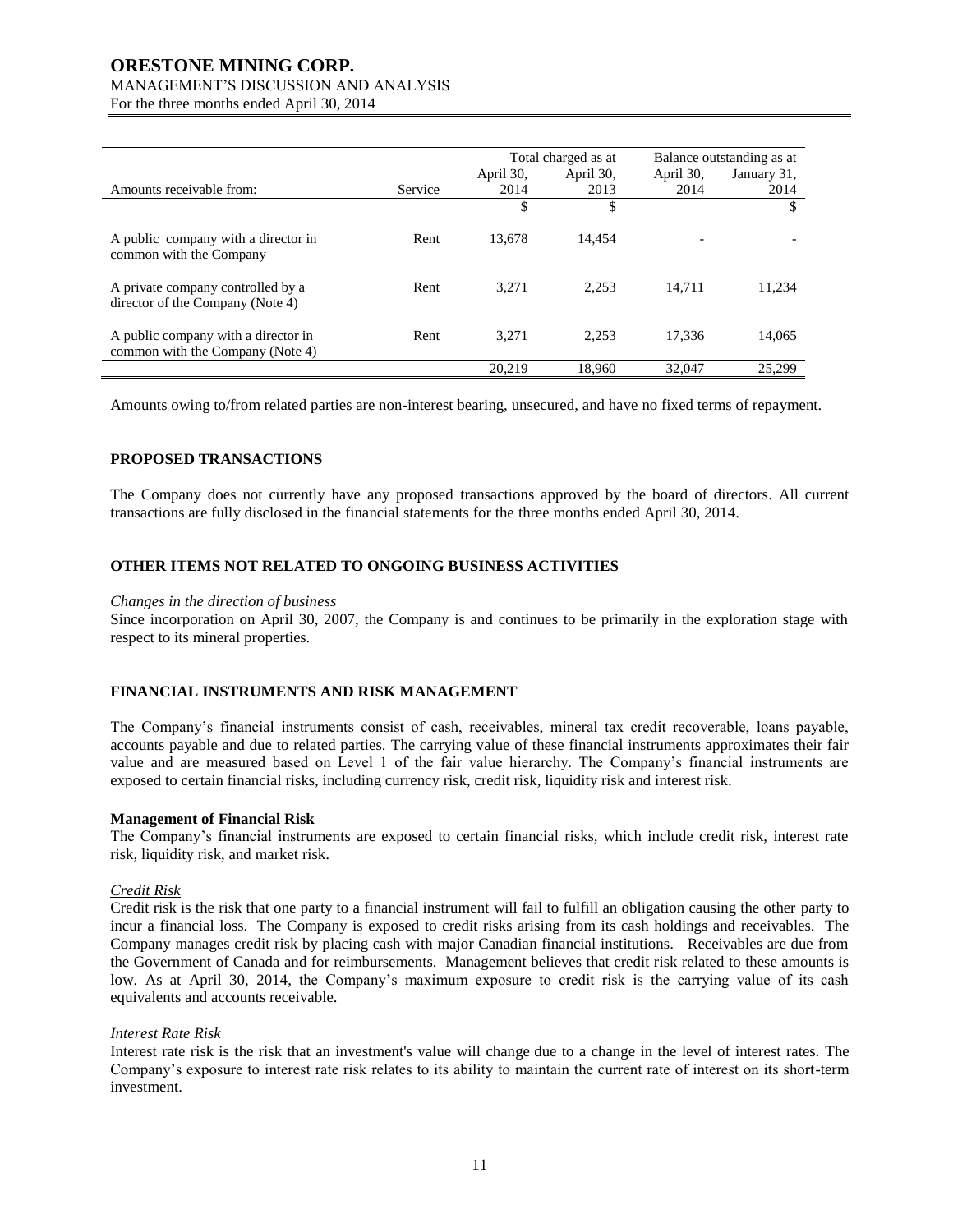| | | Total charged as at | | Balance outstanding as at | |
|---|---|---|---|---|---|
| Amounts receivable from: | Service | April 30, 2014 | April 30, 2013 | April 30, 2014 | January 31, 2014 |
| | | $ | $ | | $ |
| A public company with a director in common with the Company | Rent | 13,678 | 14,454 | - | - |
| A private company controlled by a director of the Company (Note 4) | Rent | 3,271 | 2,253 | 14,711 | 11,234 |
| A public company with a director in common with the Company (Note 4) | Rent | 3,271 | 2,253 | 17,336 | 14,065 |
| | | 20,219 | 18,960 | 32,047 | 25,299 |

Amounts owing to/from related parties are non-interest bearing, unsecured, and have no fixed terms of repayment.

## PROPOSED TRANSACTIONS

The Company does not currently have any proposed transactions approved by the board of directors. All current transactions are fully disclosed in the financial statements for the three months ended April 30, 2014.

## OTHER ITEMS NOT RELATED TO ONGOING BUSINESS ACTIVITIES

*Changes in the direction of business*

Since incorporation on April 30, 2007, the Company is and continues to be primarily in the exploration stage with respect to its mineral properties.

## FINANCIAL INSTRUMENTS AND RISK MANAGEMENT

The Company's financial instruments consist of cash, receivables, mineral tax credit recoverable, loans payable, accounts payable and due to related parties. The carrying value of these financial instruments approximates their fair value and are measured based on Level 1 of the fair value hierarchy. The Company's financial instruments are exposed to certain financial risks, including currency risk, credit risk, liquidity risk and interest risk.

**Management of Financial Risk**

The Company's financial instruments are exposed to certain financial risks, which include credit risk, interest rate risk, liquidity risk, and market risk.

*Credit Risk*

Credit risk is the risk that one party to a financial instrument will fail to fulfill an obligation causing the other party to incur a financial loss. The Company is exposed to credit risks arising from its cash holdings and receivables. The Company manages credit risk by placing cash with major Canadian financial institutions. Receivables are due from the Government of Canada and for reimbursements. Management believes that credit risk related to these amounts is low. As at April 30, 2014, the Company's maximum exposure to credit risk is the carrying value of its cash equivalents and accounts receivable.

*Interest Rate Risk*

Interest rate risk is the risk that an investment's value will change due to a change in the level of interest rates. The Company's exposure to interest rate risk relates to its ability to maintain the current rate of interest on its short-term investment.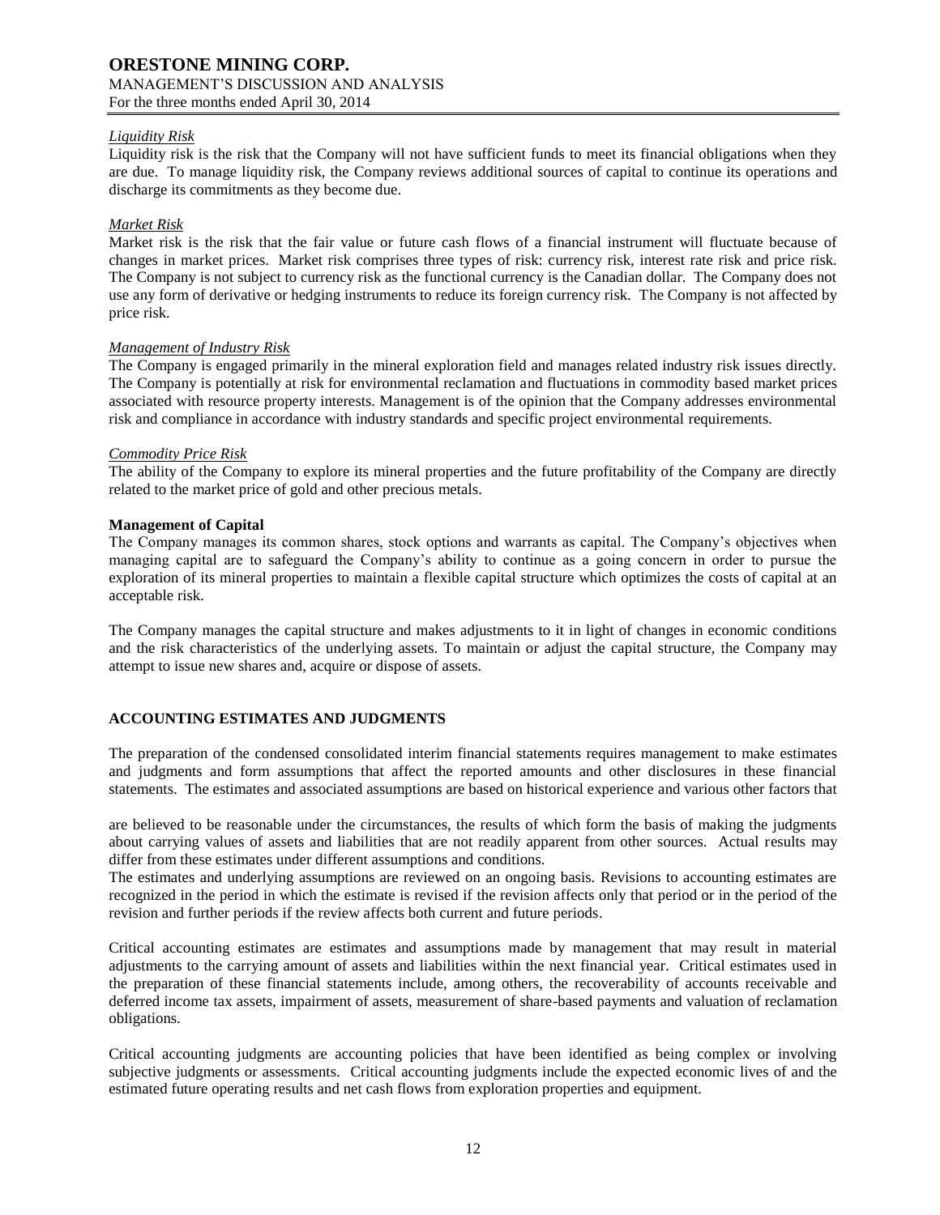*Liquidity Risk*

Liquidity risk is the risk that the Company will not have sufficient funds to meet its financial obligations when they are due. To manage liquidity risk, the Company reviews additional sources of capital to continue its operations and discharge its commitments as they become due.

*Market Risk*

Market risk is the risk that the fair value or future cash flows of a financial instrument will fluctuate because of changes in market prices. Market risk comprises three types of risk: currency risk, interest rate risk and price risk. The Company is not subject to currency risk as the functional currency is the Canadian dollar. The Company does not use any form of derivative or hedging instruments to reduce its foreign currency risk. The Company is not affected by price risk.

*Management of Industry Risk*

The Company is engaged primarily in the mineral exploration field and manages related industry risk issues directly. The Company is potentially at risk for environmental reclamation and fluctuations in commodity based market prices associated with resource property interests. Management is of the opinion that the Company addresses environmental risk and compliance in accordance with industry standards and specific project environmental requirements.

*Commodity Price Risk*

The ability of the Company to explore its mineral properties and the future profitability of the Company are directly related to the market price of gold and other precious metals.

**Management of Capital**

The Company manages its common shares, stock options and warrants as capital. The Company's objectives when managing capital are to safeguard the Company's ability to continue as a going concern in order to pursue the exploration of its mineral properties to maintain a flexible capital structure which optimizes the costs of capital at an acceptable risk.

The Company manages the capital structure and makes adjustments to it in light of changes in economic conditions and the risk characteristics of the underlying assets. To maintain or adjust the capital structure, the Company may attempt to issue new shares and, acquire or dispose of assets.

## ACCOUNTING ESTIMATES AND JUDGMENTS

The preparation of the condensed consolidated interim financial statements requires management to make estimates and judgments and form assumptions that affect the reported amounts and other disclosures in these financial statements. The estimates and associated assumptions are based on historical experience and various other factors that are believed to be reasonable under the circumstances, the results of which form the basis of making the judgments about carrying values of assets and liabilities that are not readily apparent from other sources. Actual results may differ from these estimates under different assumptions and conditions.

The estimates and underlying assumptions are reviewed on an ongoing basis. Revisions to accounting estimates are recognized in the period in which the estimate is revised if the revision affects only that period or in the period of the revision and further periods if the review affects both current and future periods.

Critical accounting estimates are estimates and assumptions made by management that may result in material adjustments to the carrying amount of assets and liabilities within the next financial year. Critical estimates used in the preparation of these financial statements include, among others, the recoverability of accounts receivable and deferred income tax assets, impairment of assets, measurement of share-based payments and valuation of reclamation obligations.

Critical accounting judgments are accounting policies that have been identified as being complex or involving subjective judgments or assessments. Critical accounting judgments include the expected economic lives of and the estimated future operating results and net cash flows from exploration properties and equipment.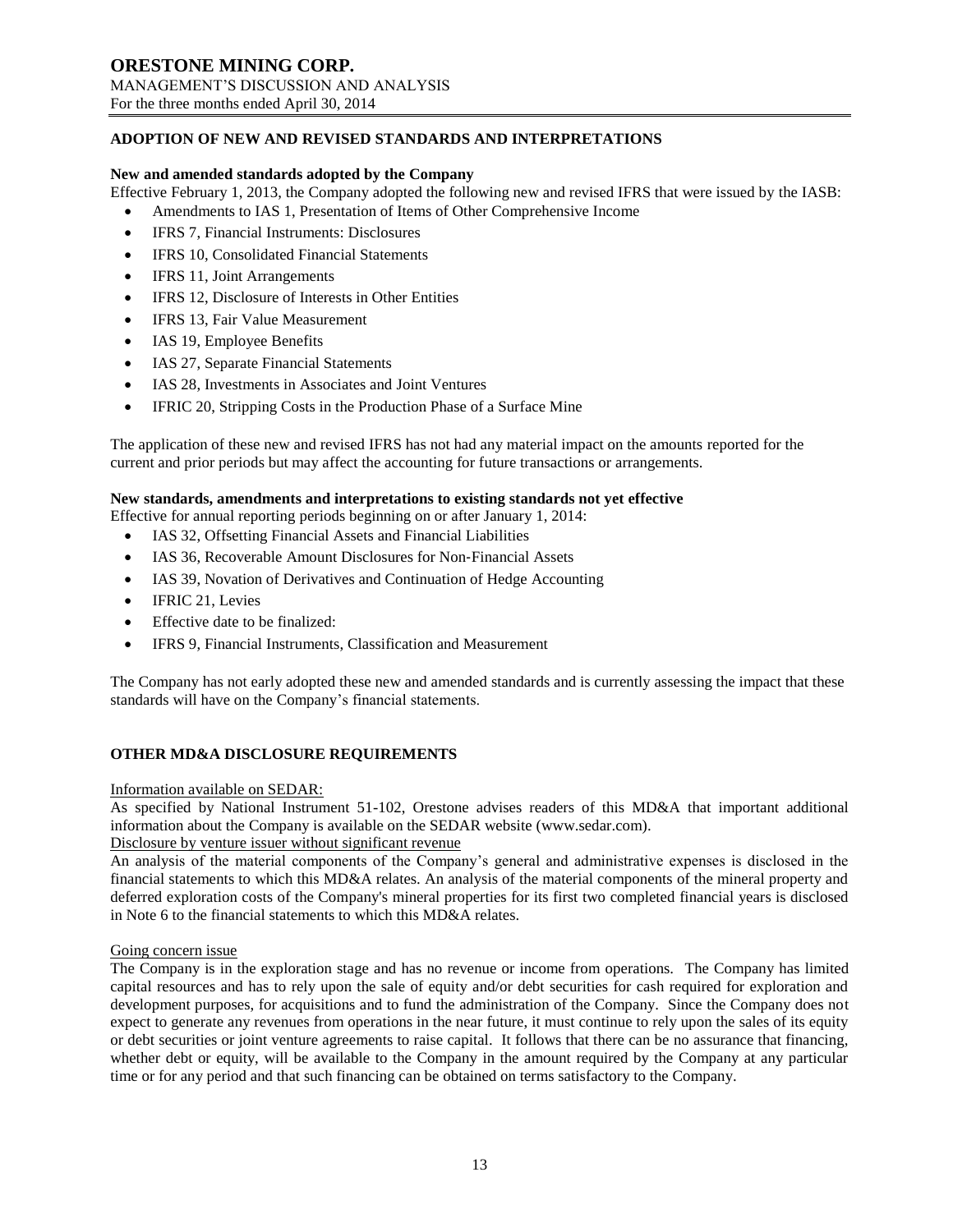## ADOPTION OF NEW AND REVISED STANDARDS AND INTERPRETATIONS

### New and amended standards adopted by the Company

Effective February 1, 2013, the Company adopted the following new and revised IFRS that were issued by the IASB:

- Amendments to IAS 1, Presentation of Items of Other Comprehensive Income
- IFRS 7, Financial Instruments: Disclosures
- IFRS 10, Consolidated Financial Statements
- IFRS 11, Joint Arrangements
- IFRS 12, Disclosure of Interests in Other Entities
- IFRS 13, Fair Value Measurement
- IAS 19, Employee Benefits
- IAS 27, Separate Financial Statements
- IAS 28, Investments in Associates and Joint Ventures
- IFRIC 20, Stripping Costs in the Production Phase of a Surface Mine

The application of these new and revised IFRS has not had any material impact on the amounts reported for the current and prior periods but may affect the accounting for future transactions or arrangements.

### New standards, amendments and interpretations to existing standards not yet effective

Effective for annual reporting periods beginning on or after January 1, 2014:

- IAS 32, Offsetting Financial Assets and Financial Liabilities
- IAS 36, Recoverable Amount Disclosures for Non-Financial Assets
- IAS 39, Novation of Derivatives and Continuation of Hedge Accounting
- IFRIC 21, Levies
- Effective date to be finalized:
- IFRS 9, Financial Instruments, Classification and Measurement

The Company has not early adopted these new and amended standards and is currently assessing the impact that these standards will have on the Company's financial statements.

## OTHER MD&A DISCLOSURE REQUIREMENTS

Information available on SEDAR:

As specified by National Instrument 51-102, Orestone advises readers of this MD&A that important additional information about the Company is available on the SEDAR website (www.sedar.com).

Disclosure by venture issuer without significant revenue

An analysis of the material components of the Company's general and administrative expenses is disclosed in the financial statements to which this MD&A relates. An analysis of the material components of the mineral property and deferred exploration costs of the Company's mineral properties for its first two completed financial years is disclosed in Note 6 to the financial statements to which this MD&A relates.

Going concern issue

The Company is in the exploration stage and has no revenue or income from operations. The Company has limited capital resources and has to rely upon the sale of equity and/or debt securities for cash required for exploration and development purposes, for acquisitions and to fund the administration of the Company. Since the Company does not expect to generate any revenues from operations in the near future, it must continue to rely upon the sales of its equity or debt securities or joint venture agreements to raise capital. It follows that there can be no assurance that financing, whether debt or equity, will be available to the Company in the amount required by the Company at any particular time or for any period and that such financing can be obtained on terms satisfactory to the Company.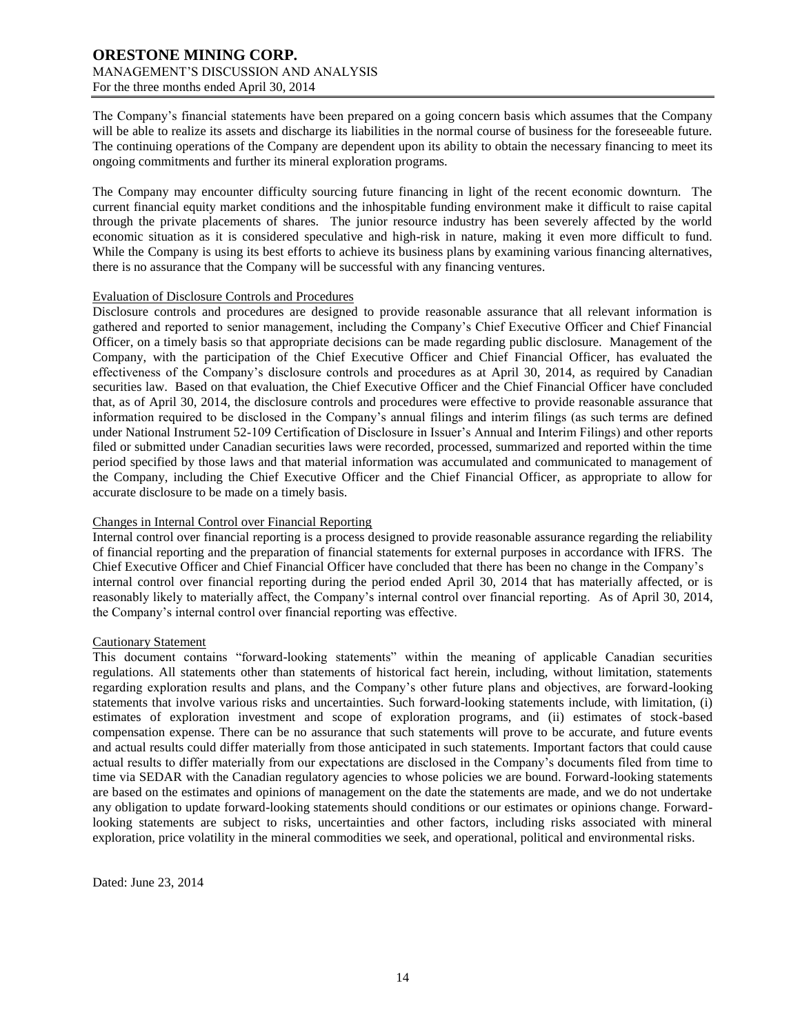The Company's financial statements have been prepared on a going concern basis which assumes that the Company will be able to realize its assets and discharge its liabilities in the normal course of business for the foreseeable future. The continuing operations of the Company are dependent upon its ability to obtain the necessary financing to meet its ongoing commitments and further its mineral exploration programs.

The Company may encounter difficulty sourcing future financing in light of the recent economic downturn. The current financial equity market conditions and the inhospitable funding environment make it difficult to raise capital through the private placements of shares. The junior resource industry has been severely affected by the world economic situation as it is considered speculative and high-risk in nature, making it even more difficult to fund. While the Company is using its best efforts to achieve its business plans by examining various financing alternatives, there is no assurance that the Company will be successful with any financing ventures.

Evaluation of Disclosure Controls and Procedures

Disclosure controls and procedures are designed to provide reasonable assurance that all relevant information is gathered and reported to senior management, including the Company's Chief Executive Officer and Chief Financial Officer, on a timely basis so that appropriate decisions can be made regarding public disclosure. Management of the Company, with the participation of the Chief Executive Officer and Chief Financial Officer, has evaluated the effectiveness of the Company's disclosure controls and procedures as at April 30, 2014, as required by Canadian securities law. Based on that evaluation, the Chief Executive Officer and the Chief Financial Officer have concluded that, as of April 30, 2014, the disclosure controls and procedures were effective to provide reasonable assurance that information required to be disclosed in the Company's annual filings and interim filings (as such terms are defined under National Instrument 52-109 Certification of Disclosure in Issuer's Annual and Interim Filings) and other reports filed or submitted under Canadian securities laws were recorded, processed, summarized and reported within the time period specified by those laws and that material information was accumulated and communicated to management of the Company, including the Chief Executive Officer and the Chief Financial Officer, as appropriate to allow for accurate disclosure to be made on a timely basis.

Changes in Internal Control over Financial Reporting

Internal control over financial reporting is a process designed to provide reasonable assurance regarding the reliability of financial reporting and the preparation of financial statements for external purposes in accordance with IFRS. The Chief Executive Officer and Chief Financial Officer have concluded that there has been no change in the Company's internal control over financial reporting during the period ended April 30, 2014 that has materially affected, or is reasonably likely to materially affect, the Company's internal control over financial reporting. As of April 30, 2014, the Company's internal control over financial reporting was effective.

Cautionary Statement

This document contains "forward-looking statements" within the meaning of applicable Canadian securities regulations. All statements other than statements of historical fact herein, including, without limitation, statements regarding exploration results and plans, and the Company's other future plans and objectives, are forward-looking statements that involve various risks and uncertainties. Such forward-looking statements include, with limitation, (i) estimates of exploration investment and scope of exploration programs, and (ii) estimates of stock-based compensation expense. There can be no assurance that such statements will prove to be accurate, and future events and actual results could differ materially from those anticipated in such statements. Important factors that could cause actual results to differ materially from our expectations are disclosed in the Company's documents filed from time to time via SEDAR with the Canadian regulatory agencies to whose policies we are bound. Forward-looking statements are based on the estimates and opinions of management on the date the statements are made, and we do not undertake any obligation to update forward-looking statements should conditions or our estimates or opinions change. Forward-looking statements are subject to risks, uncertainties and other factors, including risks associated with mineral exploration, price volatility in the mineral commodities we seek, and operational, political and environmental risks.

Dated: June 23, 2014